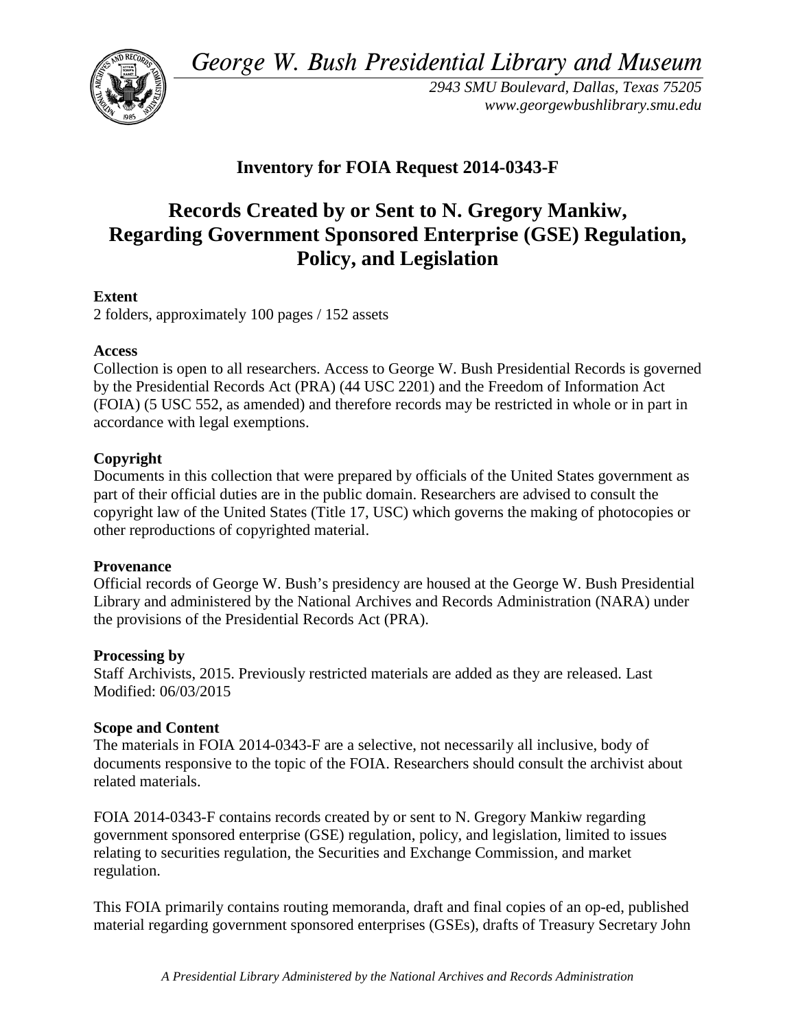*George W. Bush Presidential Library and Museum*

*2943 SMU Boulevard, Dallas, Texas 75205*
*www.georgewbushlibrary.smu.edu*

## Inventory for FOIA Request 2014-0343-F

# Records Created by or Sent to N. Gregory Mankiw, Regarding Government Sponsored Enterprise (GSE) Regulation, Policy, and Legislation

**Extent**

2 folders, approximately 100 pages / 152 assets

**Access**

Collection is open to all researchers. Access to George W. Bush Presidential Records is governed by the Presidential Records Act (PRA) (44 USC 2201) and the Freedom of Information Act (FOIA) (5 USC 552, as amended) and therefore records may be restricted in whole or in part in accordance with legal exemptions.

**Copyright**

Documents in this collection that were prepared by officials of the United States government as part of their official duties are in the public domain. Researchers are advised to consult the copyright law of the United States (Title 17, USC) which governs the making of photocopies or other reproductions of copyrighted material.

**Provenance**

Official records of George W. Bush's presidency are housed at the George W. Bush Presidential Library and administered by the National Archives and Records Administration (NARA) under the provisions of the Presidential Records Act (PRA).

**Processing by**

Staff Archivists, 2015. Previously restricted materials are added as they are released. Last Modified: 06/03/2015

**Scope and Content**

The materials in FOIA 2014-0343-F are a selective, not necessarily all inclusive, body of documents responsive to the topic of the FOIA. Researchers should consult the archivist about related materials.

FOIA 2014-0343-F contains records created by or sent to N. Gregory Mankiw regarding government sponsored enterprise (GSE) regulation, policy, and legislation, limited to issues relating to securities regulation, the Securities and Exchange Commission, and market regulation.

This FOIA primarily contains routing memoranda, draft and final copies of an op-ed, published material regarding government sponsored enterprises (GSEs), drafts of Treasury Secretary John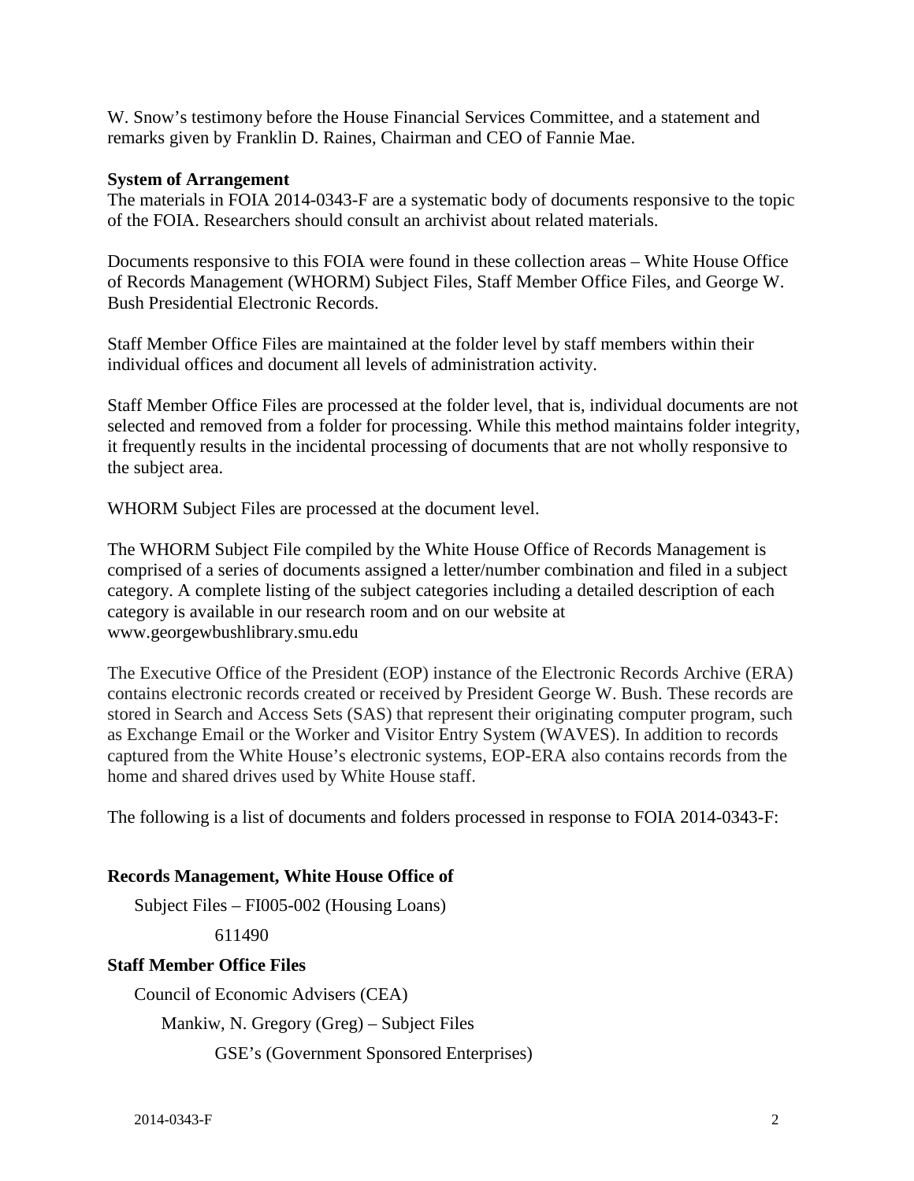W. Snow's testimony before the House Financial Services Committee, and a statement and remarks given by Franklin D. Raines, Chairman and CEO of Fannie Mae.

**System of Arrangement**

The materials in FOIA 2014-0343-F are a systematic body of documents responsive to the topic of the FOIA. Researchers should consult an archivist about related materials.

Documents responsive to this FOIA were found in these collection areas – White House Office of Records Management (WHORM) Subject Files, Staff Member Office Files, and George W. Bush Presidential Electronic Records.

Staff Member Office Files are maintained at the folder level by staff members within their individual offices and document all levels of administration activity.

Staff Member Office Files are processed at the folder level, that is, individual documents are not selected and removed from a folder for processing. While this method maintains folder integrity, it frequently results in the incidental processing of documents that are not wholly responsive to the subject area.

WHORM Subject Files are processed at the document level.

The WHORM Subject File compiled by the White House Office of Records Management is comprised of a series of documents assigned a letter/number combination and filed in a subject category. A complete listing of the subject categories including a detailed description of each category is available in our research room and on our website at www.georgewbushlibrary.smu.edu

The Executive Office of the President (EOP) instance of the Electronic Records Archive (ERA) contains electronic records created or received by President George W. Bush. These records are stored in Search and Access Sets (SAS) that represent their originating computer program, such as Exchange Email or the Worker and Visitor Entry System (WAVES). In addition to records captured from the White House's electronic systems, EOP-ERA also contains records from the home and shared drives used by White House staff.

The following is a list of documents and folders processed in response to FOIA 2014-0343-F:

**Records Management, White House Office of**

- Subject Files – FI005-002 (Housing Loans)
  - 611490

**Staff Member Office Files**

- Council of Economic Advisers (CEA)
  - Mankiw, N. Gregory (Greg) – Subject Files
    - GSE's (Government Sponsored Enterprises)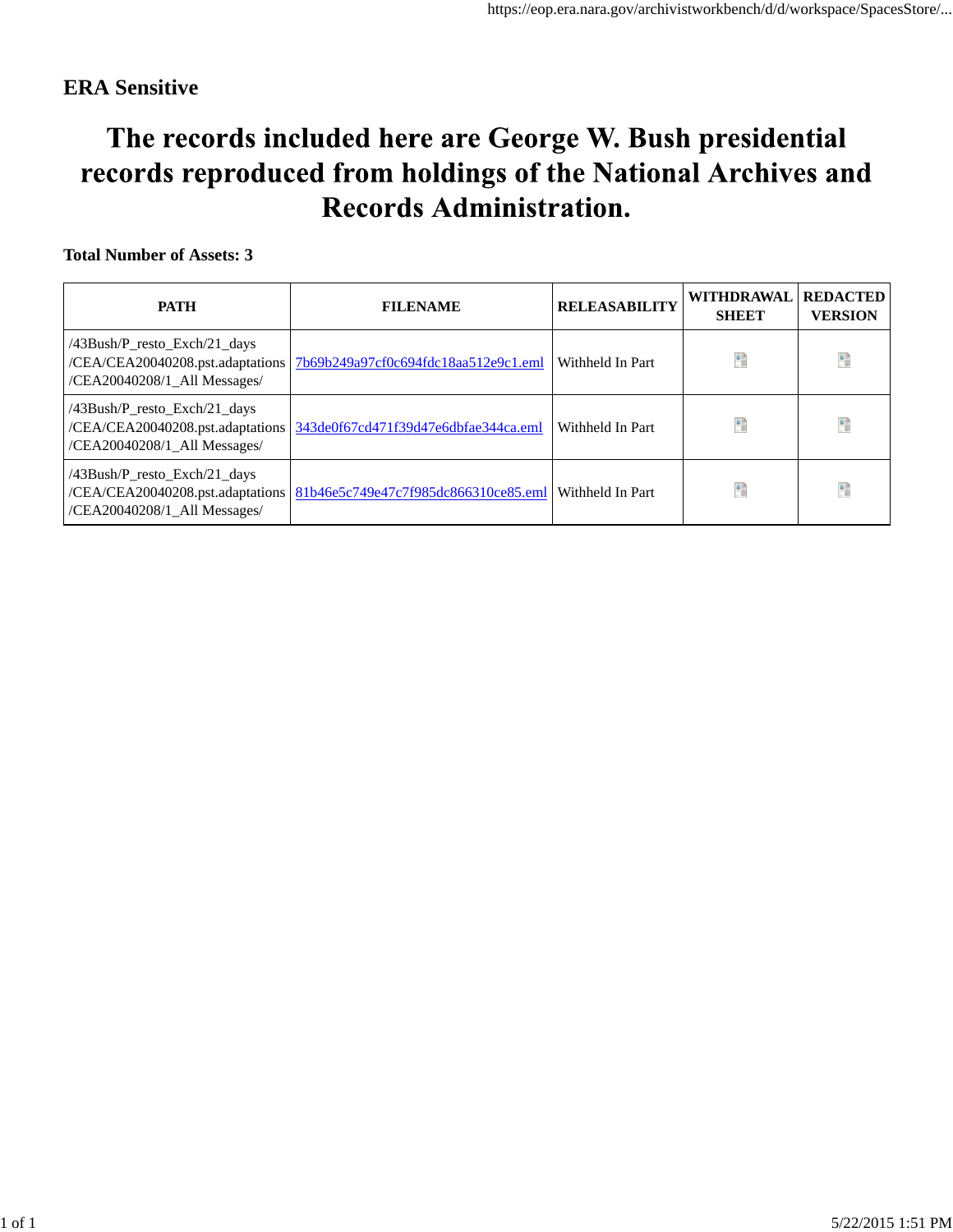**ERA Sensitive**

# The records included here are George W. Bush presidential records reproduced from holdings of the National Archives and Records Administration.

**Total Number of Assets: 3**

| PATH | FILENAME | RELEASABILITY | WITHDRAWAL SHEET | REDACTED VERSION |
|---|---|---|---|---|
| /43Bush/P_resto_Exch/21_days/CEA/CEA20040208.pst.adaptations/CEA20040208/1_All Messages/ | 7b69b249a97cf0c694fdc18aa512e9c1.eml | Withheld In Part | | |
| /43Bush/P_resto_Exch/21_days/CEA/CEA20040208.pst.adaptations/CEA20040208/1_All Messages/ | 343de0f67cd471f39d47e6dbfae344ca.eml | Withheld In Part | | |
| /43Bush/P_resto_Exch/21_days/CEA/CEA20040208.pst.adaptations/CEA20040208/1_All Messages/ | 81b46e5c749e47c7f985dc866310ce85.eml | Withheld In Part | | |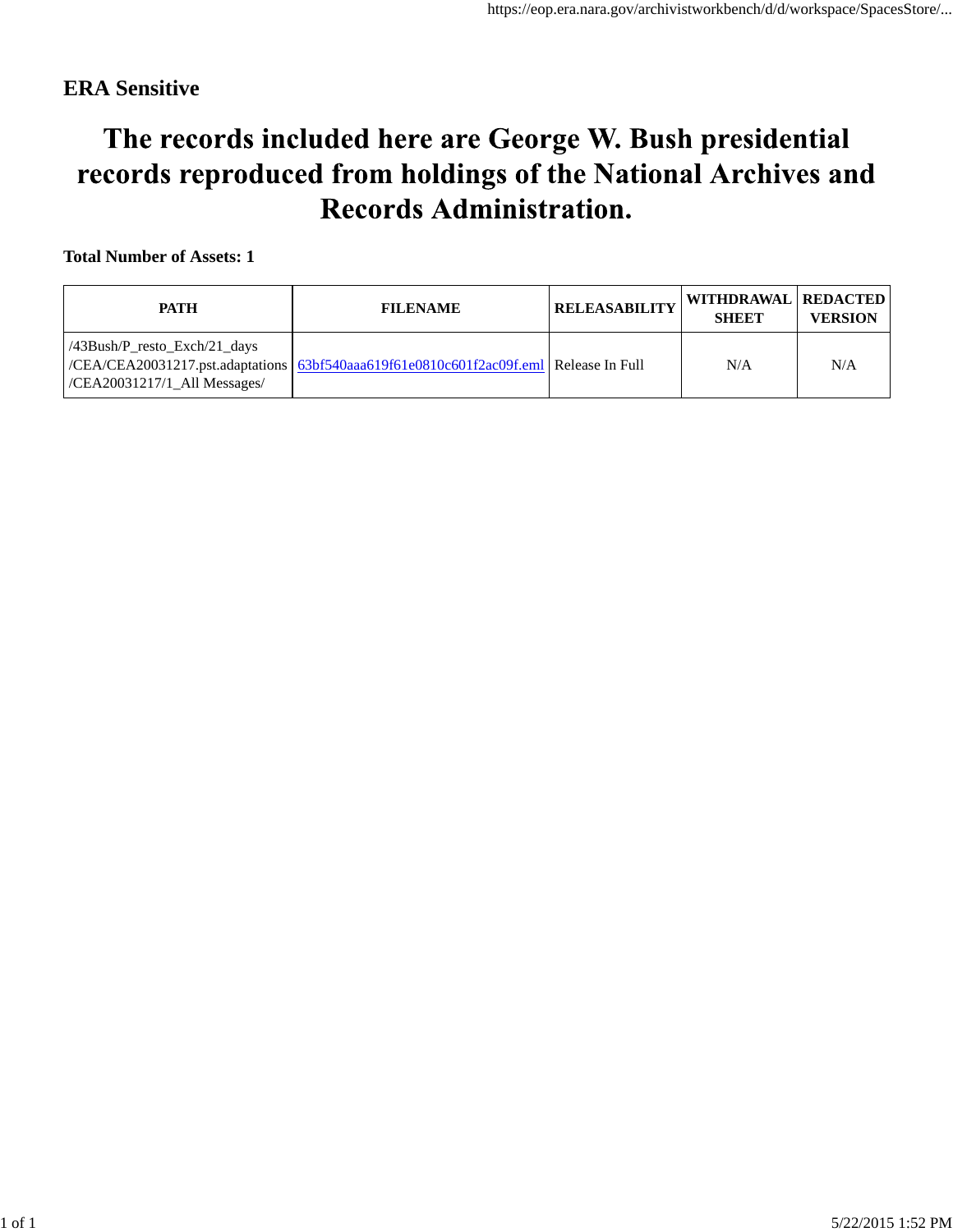**ERA Sensitive**

# The records included here are George W. Bush presidential records reproduced from holdings of the National Archives and Records Administration.

**Total Number of Assets: 1**

| PATH | FILENAME | RELEASABILITY | WITHDRAWAL SHEET | REDACTED VERSION |
|---|---|---|---|---|
| /43Bush/P_resto_Exch/21_days /CEA/CEA20031217.pst.adaptations /CEA20031217/1_All Messages/ | 63bf540aaa619f61e0810c601f2ac09f.eml | Release In Full | N/A | N/A |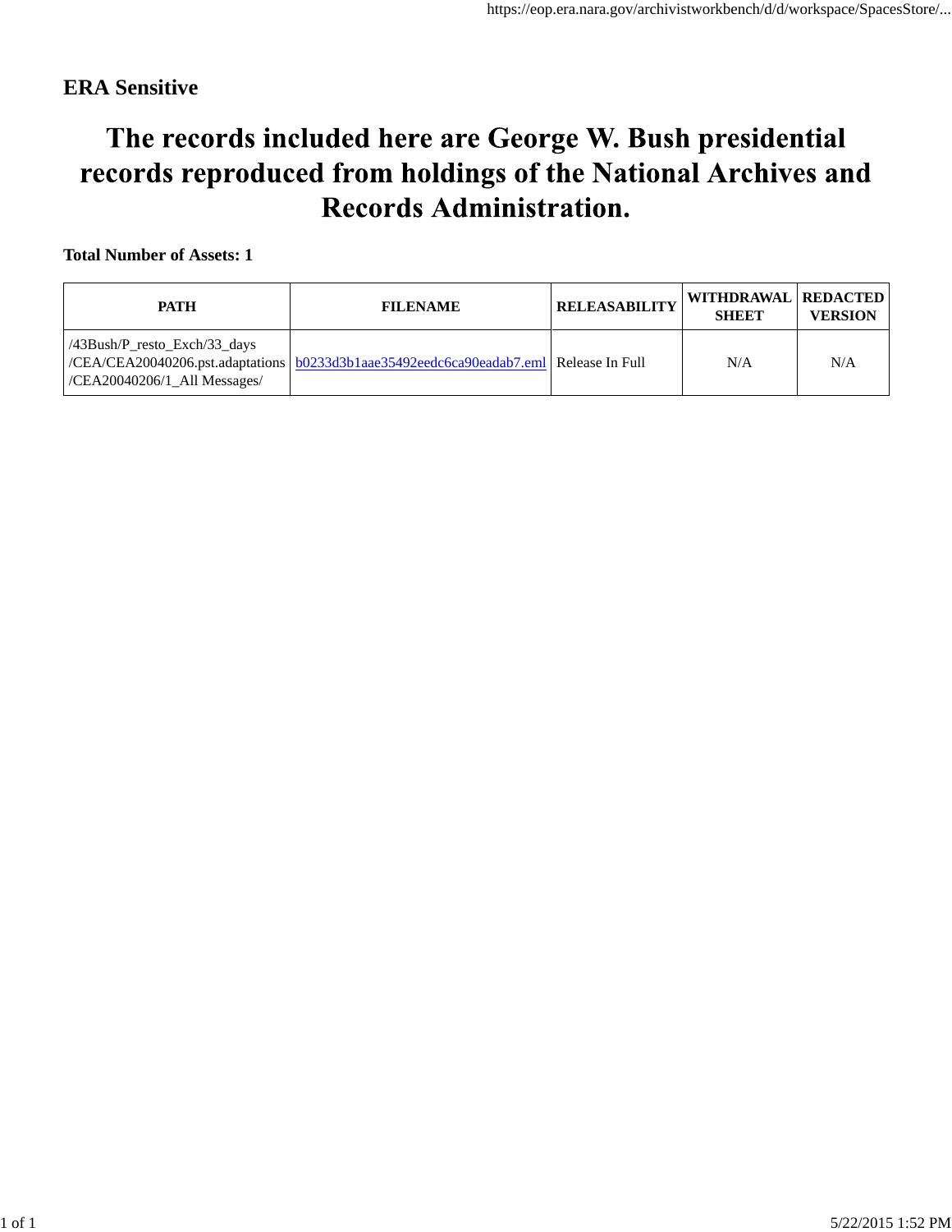**ERA Sensitive**

# The records included here are George W. Bush presidential records reproduced from holdings of the National Archives and Records Administration.

**Total Number of Assets: 1**

| PATH | FILENAME | RELEASABILITY | WITHDRAWAL SHEET | REDACTED VERSION |
|---|---|---|---|---|
| /43Bush/P_resto_Exch/33_days /CEA/CEA20040206.pst.adaptations /CEA20040206/1_All Messages/ | b0233d3b1aae35492eedc6ca90eadab7.eml | Release In Full | N/A | N/A |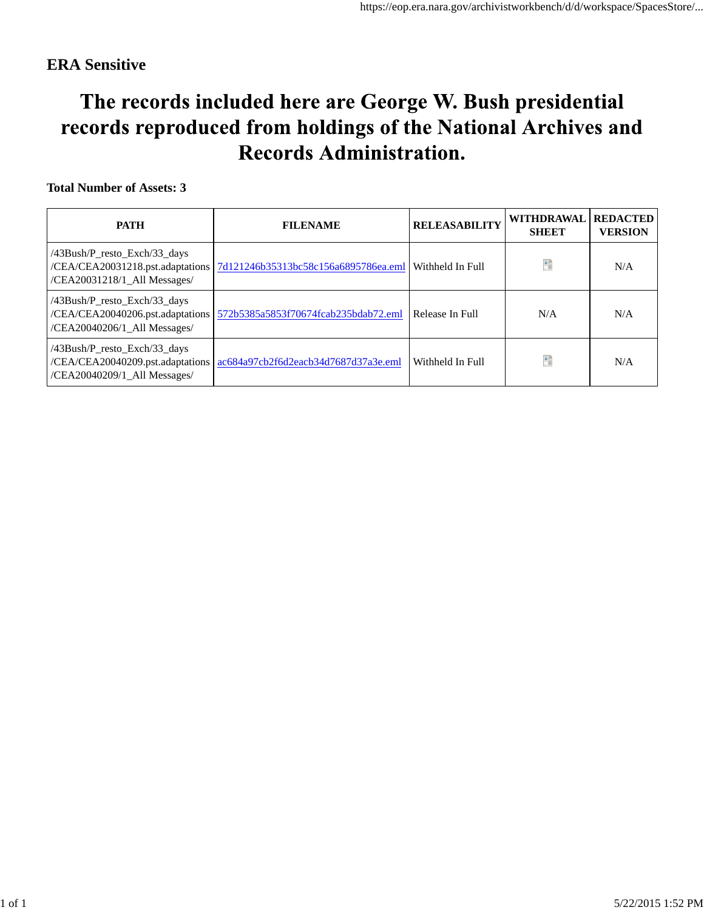**ERA Sensitive**

# The records included here are George W. Bush presidential records reproduced from holdings of the National Archives and Records Administration.

**Total Number of Assets: 3**

| PATH | FILENAME | RELEASABILITY | WITHDRAWAL SHEET | REDACTED VERSION |
|---|---|---|---|---|
| /43Bush/P_resto_Exch/33_days /CEA/CEA20031218.pst.adaptations /CEA20031218/1_All Messages/ | 7d121246b35313bc58c156a6895786ea.eml | Withheld In Full | | N/A |
| /43Bush/P_resto_Exch/33_days /CEA/CEA20040206.pst.adaptations /CEA20040206/1_All Messages/ | 572b5385a5853f70674fcab235bdab72.eml | Release In Full | N/A | N/A |
| /43Bush/P_resto_Exch/33_days /CEA/CEA20040209.pst.adaptations /CEA20040209/1_All Messages/ | ac684a97cb2f6d2eacb34d7687d37a3e.eml | Withheld In Full | | N/A |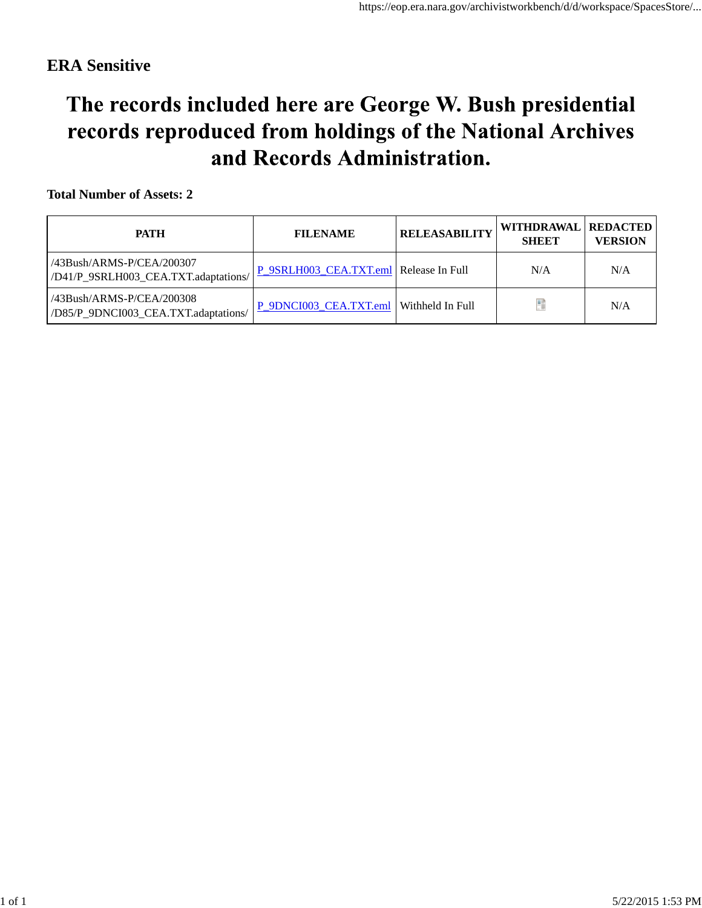**ERA Sensitive**

# The records included here are George W. Bush presidential records reproduced from holdings of the National Archives and Records Administration.

**Total Number of Assets: 2**

| PATH | FILENAME | RELEASABILITY | WITHDRAWAL SHEET | REDACTED VERSION |
|---|---|---|---|---|
| /43Bush/ARMS-P/CEA/200307/D41/P_9SRLH003_CEA.TXT.adaptations/ | P_9SRLH003_CEA.TXT.eml | Release In Full | N/A | N/A |
| /43Bush/ARMS-P/CEA/200308/D85/P_9DNCI003_CEA.TXT.adaptations/ | P_9DNCI003_CEA.TXT.eml | Withheld In Full | | N/A |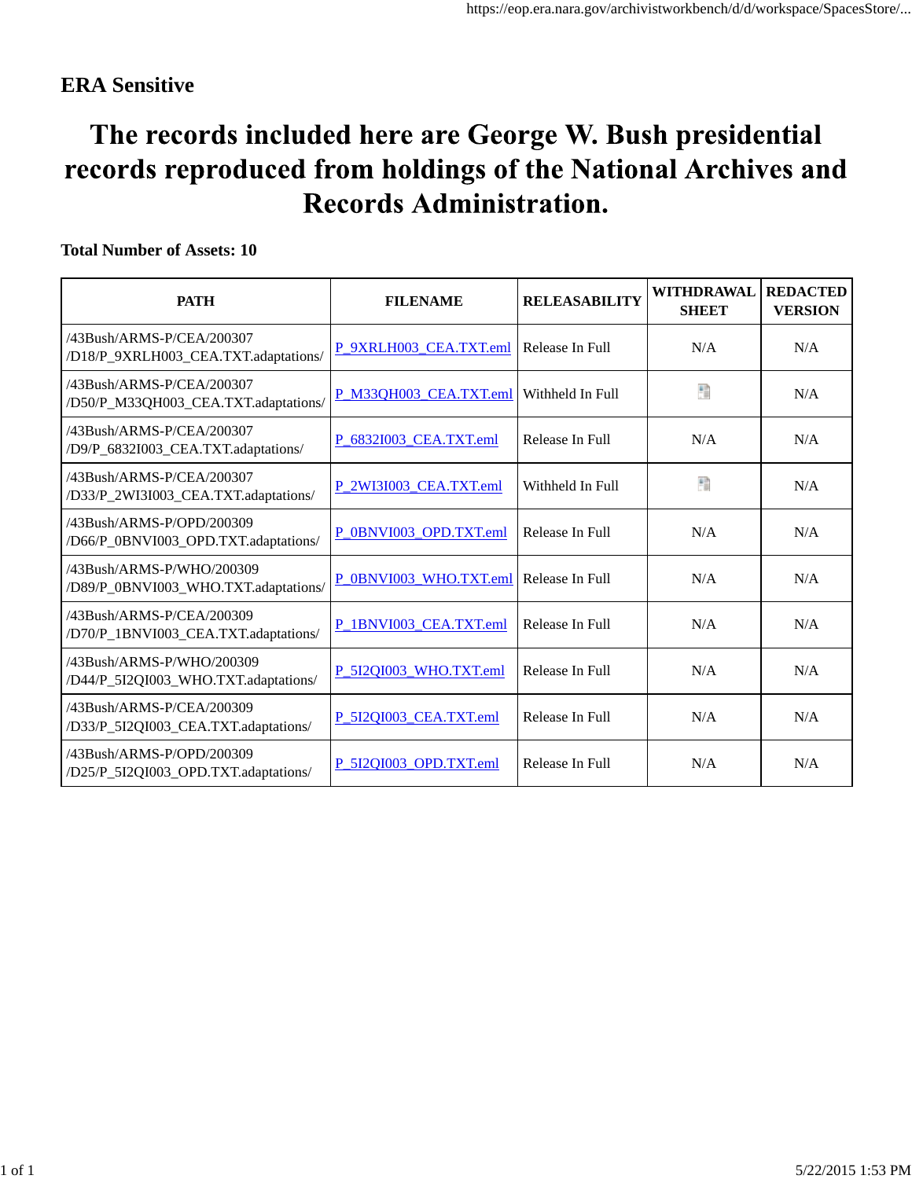**ERA Sensitive**

# The records included here are George W. Bush presidential records reproduced from holdings of the National Archives and Records Administration.

**Total Number of Assets: 10**

| PATH | FILENAME | RELEASABILITY | WITHDRAWAL SHEET | REDACTED VERSION |
|---|---|---|---|---|
| /43Bush/ARMS-P/CEA/200307 /D18/P_9XRLH003_CEA.TXT.adaptations/ | P_9XRLH003_CEA.TXT.eml | Release In Full | N/A | N/A |
| /43Bush/ARMS-P/CEA/200307 /D50/P_M33QH003_CEA.TXT.adaptations/ | P_M33QH003_CEA.TXT.eml | Withheld In Full | | N/A |
| /43Bush/ARMS-P/CEA/200307 /D9/P_6832I003_CEA.TXT.adaptations/ | P_6832I003_CEA.TXT.eml | Release In Full | N/A | N/A |
| /43Bush/ARMS-P/CEA/200307 /D33/P_2WI3I003_CEA.TXT.adaptations/ | P_2WI3I003_CEA.TXT.eml | Withheld In Full | | N/A |
| /43Bush/ARMS-P/OPD/200309 /D66/P_0BNVI003_OPD.TXT.adaptations/ | P_0BNVI003_OPD.TXT.eml | Release In Full | N/A | N/A |
| /43Bush/ARMS-P/WHO/200309 /D89/P_0BNVI003_WHO.TXT.adaptations/ | P_0BNVI003_WHO.TXT.eml | Release In Full | N/A | N/A |
| /43Bush/ARMS-P/CEA/200309 /D70/P_1BNVI003_CEA.TXT.adaptations/ | P_1BNVI003_CEA.TXT.eml | Release In Full | N/A | N/A |
| /43Bush/ARMS-P/WHO/200309 /D44/P_5I2QI003_WHO.TXT.adaptations/ | P_5I2QI003_WHO.TXT.eml | Release In Full | N/A | N/A |
| /43Bush/ARMS-P/CEA/200309 /D33/P_5I2QI003_CEA.TXT.adaptations/ | P_5I2QI003_CEA.TXT.eml | Release In Full | N/A | N/A |
| /43Bush/ARMS-P/OPD/200309 /D25/P_5I2QI003_OPD.TXT.adaptations/ | P_5I2QI003_OPD.TXT.eml | Release In Full | N/A | N/A |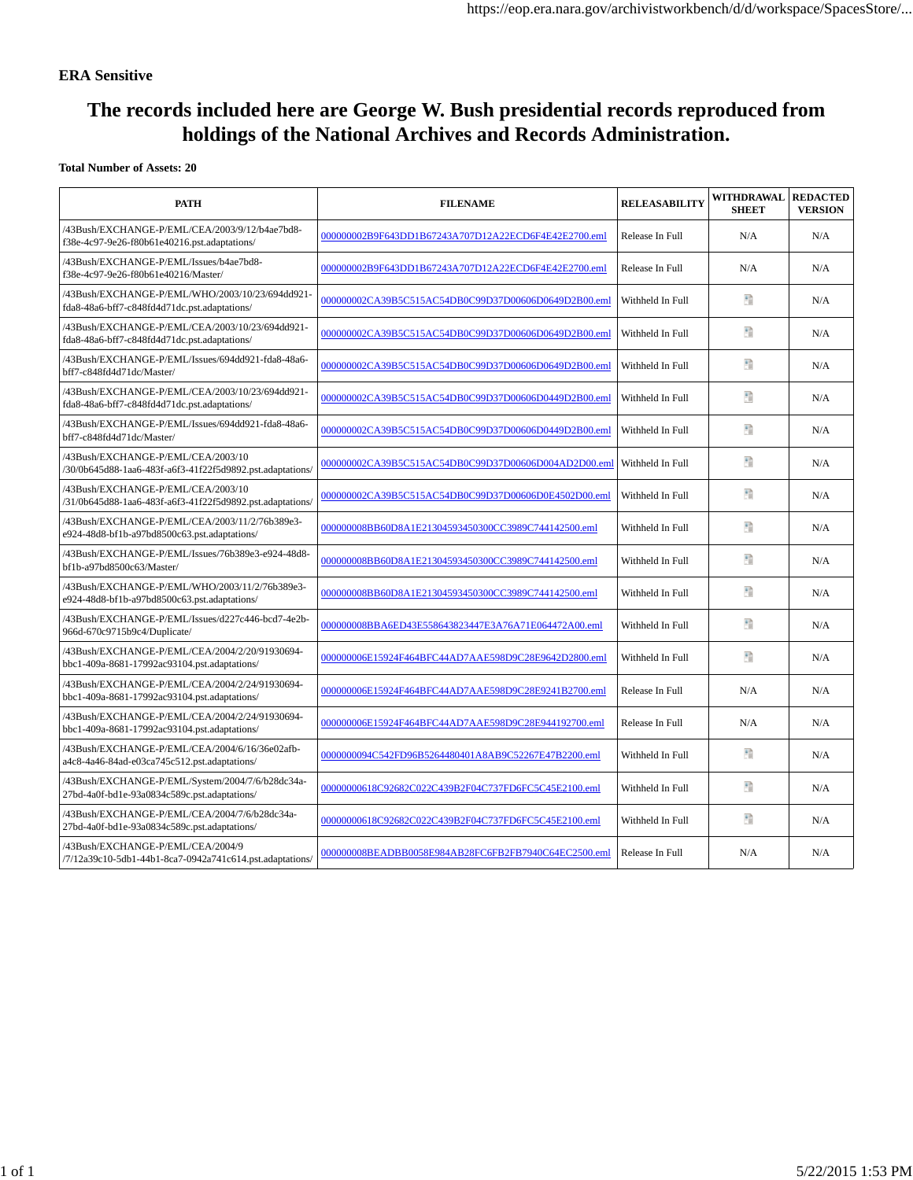**ERA Sensitive**

# The records included here are George W. Bush presidential records reproduced from holdings of the National Archives and Records Administration.

**Total Number of Assets: 20**

| PATH | FILENAME | RELEASABILITY | WITHDRAWAL SHEET | REDACTED VERSION |
|---|---|---|---|---|
| /43Bush/EXCHANGE-P/EML/CEA/2003/9/12/b4ae7bd8-f38e-4c97-9e26-f80b61e40216.pst.adaptations/ | 000000002B9F643DD1B67243A707D12A22ECD6F4E42E2700.eml | Release In Full | N/A | N/A |
| /43Bush/EXCHANGE-P/EML/Issues/b4ae7bd8-f38e-4c97-9e26-f80b61e40216/Master/ | 000000002B9F643DD1B67243A707D12A22ECD6F4E42E2700.eml | Release In Full | N/A | N/A |
| /43Bush/EXCHANGE-P/EML/WHO/2003/10/23/694dd921-fda8-48a6-bff7-c848fd4d71dc.pst.adaptations/ | 000000002CA39B5C515AC54DB0C99D37D00606D0649D2B00.eml | Withheld In Full | | N/A |
| /43Bush/EXCHANGE-P/EML/CEA/2003/10/23/694dd921-fda8-48a6-bff7-c848fd4d71dc.pst.adaptations/ | 000000002CA39B5C515AC54DB0C99D37D00606D0649D2B00.eml | Withheld In Full | | N/A |
| /43Bush/EXCHANGE-P/EML/Issues/694dd921-fda8-48a6-bff7-c848fd4d71dc/Master/ | 000000002CA39B5C515AC54DB0C99D37D00606D0649D2B00.eml | Withheld In Full | | N/A |
| /43Bush/EXCHANGE-P/EML/CEA/2003/10/23/694dd921-fda8-48a6-bff7-c848fd4d71dc.pst.adaptations/ | 000000002CA39B5C515AC54DB0C99D37D00606D0449D2B00.eml | Withheld In Full | | N/A |
| /43Bush/EXCHANGE-P/EML/Issues/694dd921-fda8-48a6-bff7-c848fd4d71dc/Master/ | 000000002CA39B5C515AC54DB0C99D37D00606D0449D2B00.eml | Withheld In Full | | N/A |
| /43Bush/EXCHANGE-P/EML/CEA/2003/10/30/0b645d88-1aa6-483f-a6f3-41f22f5d9892.pst.adaptations/ | 000000002CA39B5C515AC54DB0C99D37D00606D004AD2D00.eml | Withheld In Full | | N/A |
| /43Bush/EXCHANGE-P/EML/CEA/2003/10/31/0b645d88-1aa6-483f-a6f3-41f22f5d9892.pst.adaptations/ | 000000002CA39B5C515AC54DB0C99D37D00606D0E4502D00.eml | Withheld In Full | | N/A |
| /43Bush/EXCHANGE-P/EML/CEA/2003/11/2/76b389e3-e924-48d8-bf1b-a97bd8500c63.pst.adaptations/ | 000000008BB60D8A1E21304593450300CC3989C744142500.eml | Withheld In Full | | N/A |
| /43Bush/EXCHANGE-P/EML/Issues/76b389e3-e924-48d8-bf1b-a97bd8500c63/Master/ | 000000008BB60D8A1E21304593450300CC3989C744142500.eml | Withheld In Full | | N/A |
| /43Bush/EXCHANGE-P/EML/WHO/2003/11/2/76b389e3-e924-48d8-bf1b-a97bd8500c63.pst.adaptations/ | 000000008BB60D8A1E21304593450300CC3989C744142500.eml | Withheld In Full | | N/A |
| /43Bush/EXCHANGE-P/EML/Issues/d227c446-bcd7-4e2b-966d-670c9715b9c4/Duplicate/ | 000000008BBA6ED43E558643823447E3A76A71E064472A00.eml | Withheld In Full | | N/A |
| /43Bush/EXCHANGE-P/EML/CEA/2004/2/20/91930694-bbc1-409a-8681-17992ac93104.pst.adaptations/ | 000000006E15924F464BFC44AD7AAE598D9C28E9642D2800.eml | Withheld In Full | | N/A |
| /43Bush/EXCHANGE-P/EML/CEA/2004/2/24/91930694-bbc1-409a-8681-17992ac93104.pst.adaptations/ | 000000006E15924F464BFC44AD7AAE598D9C28E9241B2700.eml | Release In Full | N/A | N/A |
| /43Bush/EXCHANGE-P/EML/CEA/2004/2/24/91930694-bbc1-409a-8681-17992ac93104.pst.adaptations/ | 000000006E15924F464BFC44AD7AAE598D9C28E944192700.eml | Release In Full | N/A | N/A |
| /43Bush/EXCHANGE-P/EML/CEA/2004/6/16/36e02afb-a4c8-4a46-84ad-e03ca745c512.pst.adaptations/ | 0000000094C542FD96B5264480401A8AB9C52267E47B2200.eml | Withheld In Full | | N/A |
| /43Bush/EXCHANGE-P/EML/System/2004/7/6/b28dc34a-27bd-4a0f-bd1e-93a0834c589c.pst.adaptations/ | 00000000618C92682C022C439B2F04C737FD6FC5C45E2100.eml | Withheld In Full | | N/A |
| /43Bush/EXCHANGE-P/EML/CEA/2004/7/6/b28dc34a-27bd-4a0f-bd1e-93a0834c589c.pst.adaptations/ | 00000000618C92682C022C439B2F04C737FD6FC5C45E2100.eml | Withheld In Full | | N/A |
| /43Bush/EXCHANGE-P/EML/CEA/2004/9/7/12a39c10-5db1-44b1-8ca7-0942a741c614.pst.adaptations/ | 000000008BEADBB0058E984AB28FC6FB2FB7940C64EC2500.eml | Release In Full | N/A | N/A |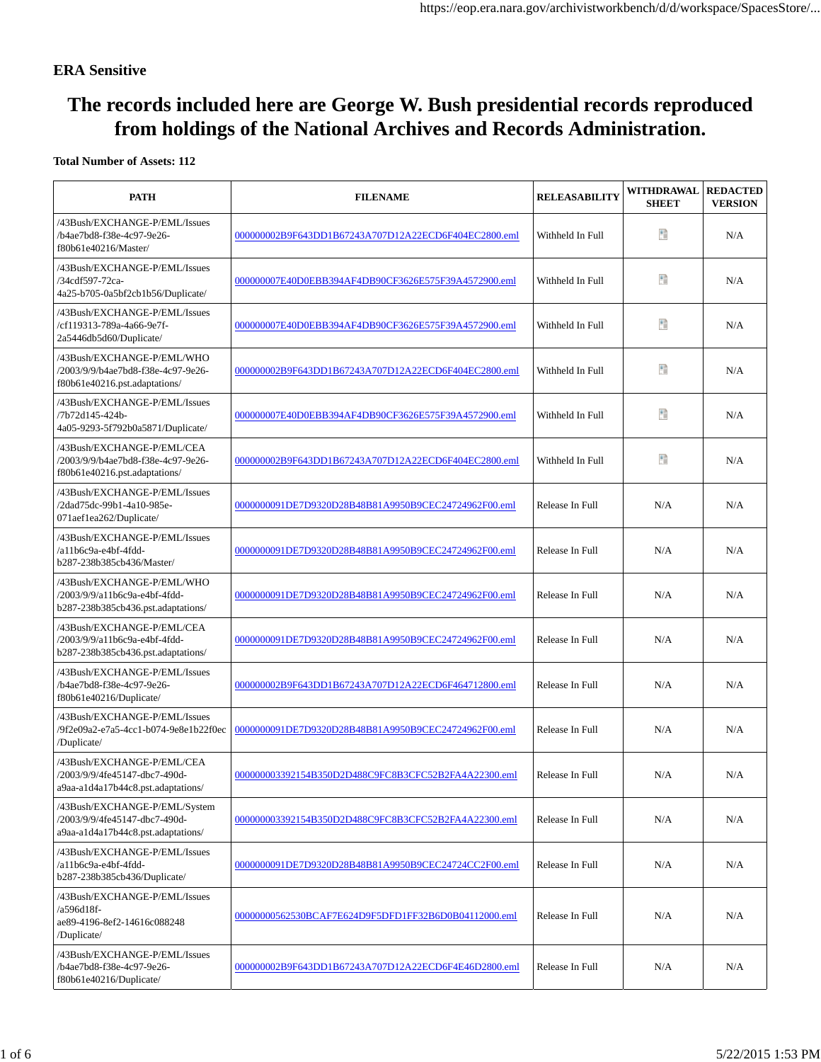**ERA Sensitive**

# The records included here are George W. Bush presidential records reproduced from holdings of the National Archives and Records Administration.

**Total Number of Assets: 112**

| PATH | FILENAME | RELEASABILITY | WITHDRAWAL SHEET | REDACTED VERSION |
|---|---|---|---|---|
| /43Bush/EXCHANGE-P/EML/Issues /b4ae7bd8-f38e-4c97-9e26-f80b61e40216/Master/ | 000000002B9F643DD1B67243A707D12A22ECD6F404EC2800.eml | Withheld In Full | | N/A |
| /43Bush/EXCHANGE-P/EML/Issues /34cdf597-72ca-4a25-b705-0a5bf2cb1b56/Duplicate/ | 000000007E40D0EBB394AF4DB90CF3626E575F39A4572900.eml | Withheld In Full | | N/A |
| /43Bush/EXCHANGE-P/EML/Issues /cf119313-789a-4a66-9e7f-2a5446db5d60/Duplicate/ | 000000007E40D0EBB394AF4DB90CF3626E575F39A4572900.eml | Withheld In Full | | N/A |
| /43Bush/EXCHANGE-P/EML/WHO /2003/9/9/b4ae7bd8-f38e-4c97-9e26-f80b61e40216.pst.adaptations/ | 000000002B9F643DD1B67243A707D12A22ECD6F404EC2800.eml | Withheld In Full | | N/A |
| /43Bush/EXCHANGE-P/EML/Issues /7b72d145-424b-4a05-9293-5f792b0a5871/Duplicate/ | 000000007E40D0EBB394AF4DB90CF3626E575F39A4572900.eml | Withheld In Full | | N/A |
| /43Bush/EXCHANGE-P/EML/CEA /2003/9/9/b4ae7bd8-f38e-4c97-9e26-f80b61e40216.pst.adaptations/ | 000000002B9F643DD1B67243A707D12A22ECD6F404EC2800.eml | Withheld In Full | | N/A |
| /43Bush/EXCHANGE-P/EML/Issues /2dad75dc-99b1-4a10-985e-071aef1ea262/Duplicate/ | 0000000091DE7D9320D28B48B81A9950B9CEC24724962F00.eml | Release In Full | N/A | N/A |
| /43Bush/EXCHANGE-P/EML/Issues /a11b6c9a-e4bf-4fdd-b287-238b385cb436/Master/ | 0000000091DE7D9320D28B48B81A9950B9CEC24724962F00.eml | Release In Full | N/A | N/A |
| /43Bush/EXCHANGE-P/EML/WHO /2003/9/9/a11b6c9a-e4bf-4fdd-b287-238b385cb436.pst.adaptations/ | 0000000091DE7D9320D28B48B81A9950B9CEC24724962F00.eml | Release In Full | N/A | N/A |
| /43Bush/EXCHANGE-P/EML/CEA /2003/9/9/a11b6c9a-e4bf-4fdd-b287-238b385cb436.pst.adaptations/ | 0000000091DE7D9320D28B48B81A9950B9CEC24724962F00.eml | Release In Full | N/A | N/A |
| /43Bush/EXCHANGE-P/EML/Issues /b4ae7bd8-f38e-4c97-9e26-f80b61e40216/Duplicate/ | 000000002B9F643DD1B67243A707D12A22ECD6F464712800.eml | Release In Full | N/A | N/A |
| /43Bush/EXCHANGE-P/EML/Issues /9f2e09a2-e7a5-4cc1-b074-9e8e1b22f0ec /Duplicate/ | 0000000091DE7D9320D28B48B81A9950B9CEC24724962F00.eml | Release In Full | N/A | N/A |
| /43Bush/EXCHANGE-P/EML/CEA /2003/9/9/4fe45147-dbc7-490d-a9aa-a1d4a17b44c8.pst.adaptations/ | 000000003392154B350D2D488C9FC8B3CFC52B2FA4A22300.eml | Release In Full | N/A | N/A |
| /43Bush/EXCHANGE-P/EML/System /2003/9/9/4fe45147-dbc7-490d-a9aa-a1d4a17b44c8.pst.adaptations/ | 000000003392154B350D2D488C9FC8B3CFC52B2FA4A22300.eml | Release In Full | N/A | N/A |
| /43Bush/EXCHANGE-P/EML/Issues /a11b6c9a-e4bf-4fdd-b287-238b385cb436/Duplicate/ | 0000000091DE7D9320D28B48B81A9950B9CEC24724CC2F00.eml | Release In Full | N/A | N/A |
| /43Bush/EXCHANGE-P/EML/Issues /a596d18f-ae89-4196-8ef2-14616c088248 /Duplicate/ | 00000000562530BCAF7E624D9F5DFD1FF32B6D0B04112000.eml | Release In Full | N/A | N/A |
| /43Bush/EXCHANGE-P/EML/Issues /b4ae7bd8-f38e-4c97-9e26-f80b61e40216/Duplicate/ | 000000002B9F643DD1B67243A707D12A22ECD6F4E46D2800.eml | Release In Full | N/A | N/A |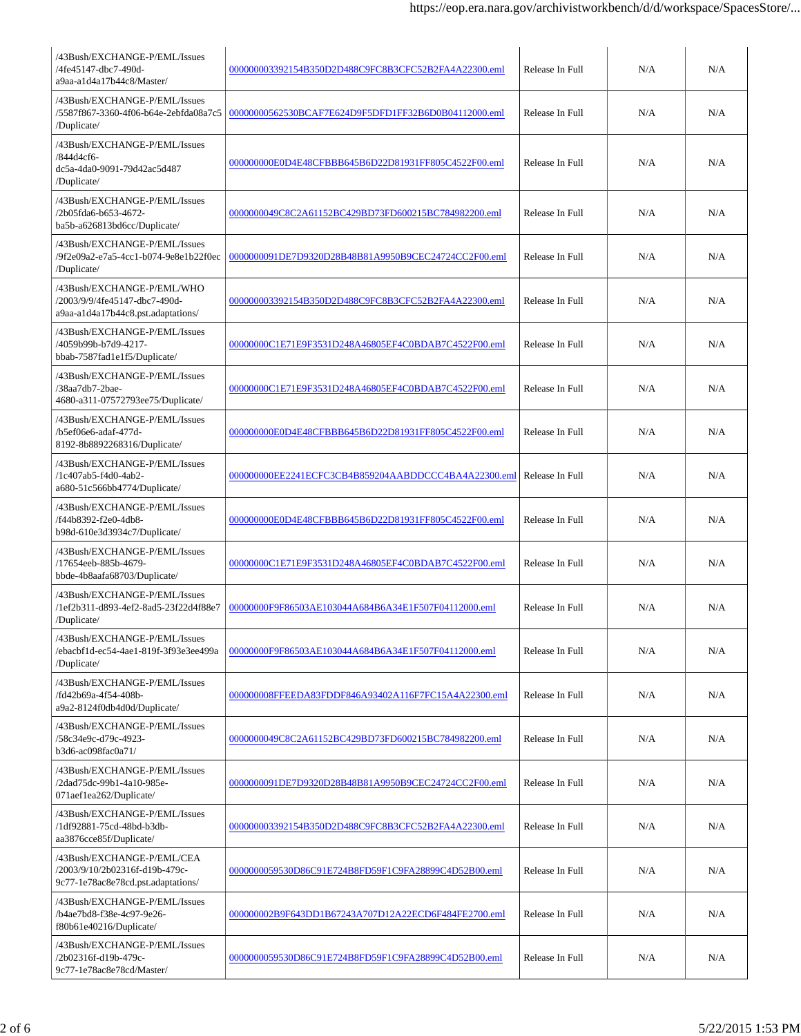| | | | | |
|---|---|---|---|---|
| /43Bush/EXCHANGE-P/EML/Issues /4fe45147-dbc7-490d-a9aa-a1d4a17b44c8/Master/ | 000000003392154B350D2D488C9FC8B3CFC52B2FA4A22300.eml | Release In Full | N/A | N/A |
| /43Bush/EXCHANGE-P/EML/Issues /5587f867-3360-4f06-b64e-2ebfda08a7c5 /Duplicate/ | 00000000562530BCAF7E624D9F5DFD1FF32B6D0B04112000.eml | Release In Full | N/A | N/A |
| /43Bush/EXCHANGE-P/EML/Issues /844d4cf6-dc5a-4da0-9091-79d42ac5d487 /Duplicate/ | 000000000E0D4E48CFBBB645B6D22D81931FF805C4522F00.eml | Release In Full | N/A | N/A |
| /43Bush/EXCHANGE-P/EML/Issues /2b05fda6-b653-4672-ba5b-a626813bd6cc/Duplicate/ | 0000000049C8C2A61152BC429BD73FD600215BC784982200.eml | Release In Full | N/A | N/A |
| /43Bush/EXCHANGE-P/EML/Issues /9f2e09a2-e7a5-4cc1-b074-9e8e1b22f0ec /Duplicate/ | 0000000091DE7D9320D28B48B81A9950B9CEC24724CC2F00.eml | Release In Full | N/A | N/A |
| /43Bush/EXCHANGE-P/EML/WHO /2003/9/9/4fe45147-dbc7-490d-a9aa-a1d4a17b44c8.pst.adaptations/ | 000000003392154B350D2D488C9FC8B3CFC52B2FA4A22300.eml | Release In Full | N/A | N/A |
| /43Bush/EXCHANGE-P/EML/Issues /4059b99b-b7d9-4217-bbab-7587fad1e1f5/Duplicate/ | 00000000C1E71E9F3531D248A46805EF4C0BDAB7C4522F00.eml | Release In Full | N/A | N/A |
| /43Bush/EXCHANGE-P/EML/Issues /38aa7db7-2bae-4680-a311-07572793ee75/Duplicate/ | 00000000C1E71E9F3531D248A46805EF4C0BDAB7C4522F00.eml | Release In Full | N/A | N/A |
| /43Bush/EXCHANGE-P/EML/Issues /b5ef06e6-adaf-477d-8192-8b8892268316/Duplicate/ | 000000000E0D4E48CFBBB645B6D22D81931FF805C4522F00.eml | Release In Full | N/A | N/A |
| /43Bush/EXCHANGE-P/EML/Issues /1c407ab5-f4d0-4ab2-a680-51c566bb4774/Duplicate/ | 000000000EE2241ECFC3CB4B859204AABDDCCC4BA4A22300.eml | Release In Full | N/A | N/A |
| /43Bush/EXCHANGE-P/EML/Issues /f44b8392-f2e0-4db8-b98d-610e3d3934c7/Duplicate/ | 000000000E0D4E48CFBBB645B6D22D81931FF805C4522F00.eml | Release In Full | N/A | N/A |
| /43Bush/EXCHANGE-P/EML/Issues /17654eeb-885b-4679-bbde-4b8aafa68703/Duplicate/ | 00000000C1E71E9F3531D248A46805EF4C0BDAB7C4522F00.eml | Release In Full | N/A | N/A |
| /43Bush/EXCHANGE-P/EML/Issues /1ef2b311-d893-4ef2-8ad5-23f22d4f88e7 /Duplicate/ | 00000000F9F86503AE103044A684B6A34E1F507F04112000.eml | Release In Full | N/A | N/A |
| /43Bush/EXCHANGE-P/EML/Issues /ebacbf1d-ec54-4ae1-819f-3f93e3ee499a /Duplicate/ | 00000000F9F86503AE103044A684B6A34E1F507F04112000.eml | Release In Full | N/A | N/A |
| /43Bush/EXCHANGE-P/EML/Issues /fd42b69a-4f54-408b-a9a2-8124f0db4d0d/Duplicate/ | 000000008FFEEDA83FDDF846A93402A116F7FC15A4A22300.eml | Release In Full | N/A | N/A |
| /43Bush/EXCHANGE-P/EML/Issues /58c34e9c-d79c-4923-b3d6-ac098fac0a71/ | 0000000049C8C2A61152BC429BD73FD600215BC784982200.eml | Release In Full | N/A | N/A |
| /43Bush/EXCHANGE-P/EML/Issues /2dad75dc-99b1-4a10-985e-071aef1ea262/Duplicate/ | 0000000091DE7D9320D28B48B81A9950B9CEC24724CC2F00.eml | Release In Full | N/A | N/A |
| /43Bush/EXCHANGE-P/EML/Issues /1df92881-75cd-48bd-b3db-aa3876cce85f/Duplicate/ | 000000003392154B350D2D488C9FC8B3CFC52B2FA4A22300.eml | Release In Full | N/A | N/A |
| /43Bush/EXCHANGE-P/EML/CEA /2003/9/10/2b02316f-d19b-479c-9c77-1e78ac8e78cd.pst.adaptations/ | 0000000059530D86C91E724B8FD59F1C9FA28899C4D52B00.eml | Release In Full | N/A | N/A |
| /43Bush/EXCHANGE-P/EML/Issues /b4ae7bd8-f38e-4c97-9e26-f80b61e40216/Duplicate/ | 000000002B9F643DD1B67243A707D12A22ECD6F484FE2700.eml | Release In Full | N/A | N/A |
| /43Bush/EXCHANGE-P/EML/Issues /2b02316f-d19b-479c-9c77-1e78ac8e78cd/Master/ | 0000000059530D86C91E724B8FD59F1C9FA28899C4D52B00.eml | Release In Full | N/A | N/A |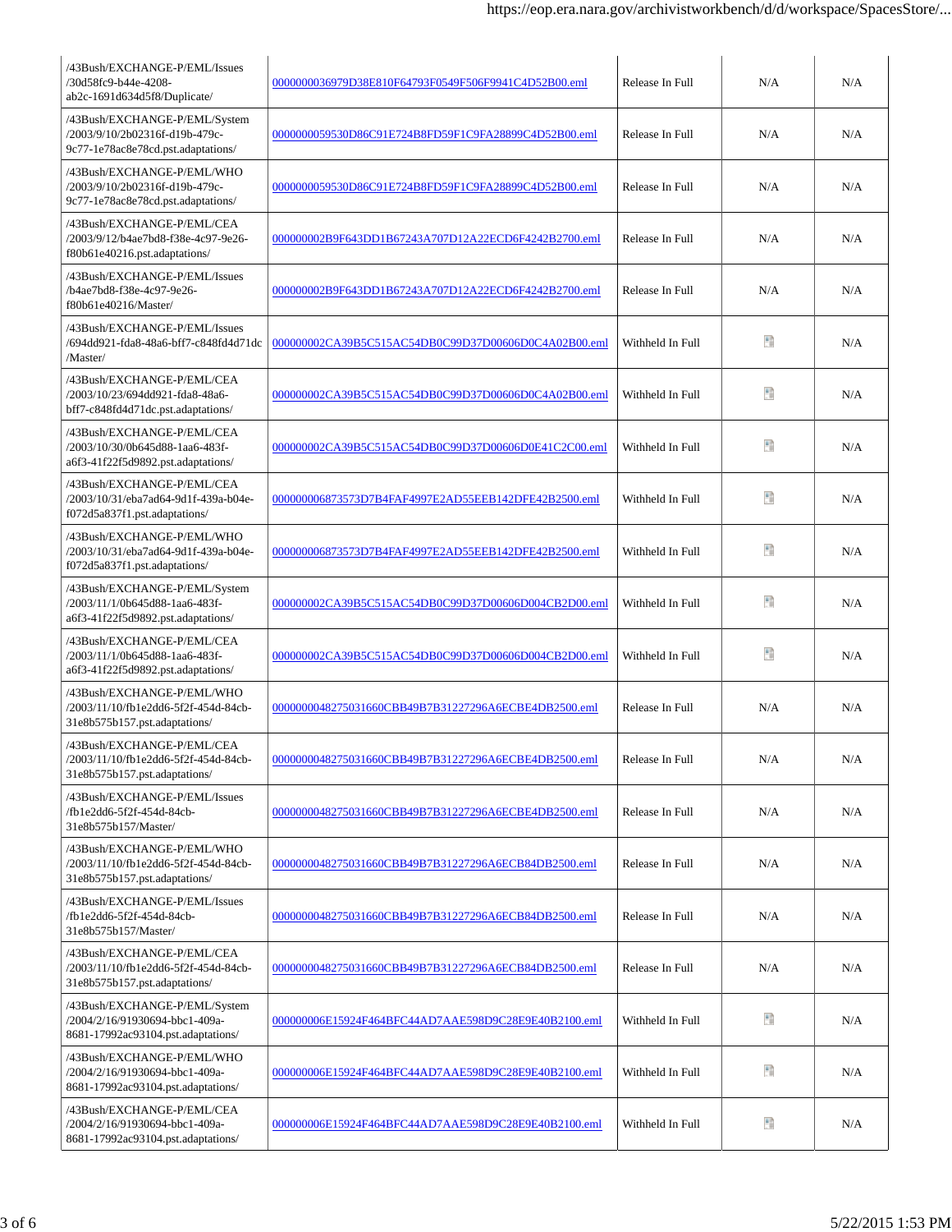| | | | | |
|---|---|---|---|---|
| /43Bush/EXCHANGE-P/EML/Issues /30d58fc9-b44e-4208-ab2c-1691d634d5f8/Duplicate/ | 0000000036979D38E810F64793F0549F506F9941C4D52B00.eml | Release In Full | N/A | N/A |
| /43Bush/EXCHANGE-P/EML/System /2003/9/10/2b02316f-d19b-479c-9c77-1e78ac8e78cd.pst.adaptations/ | 0000000059530D86C91E724B8FD59F1C9FA28899C4D52B00.eml | Release In Full | N/A | N/A |
| /43Bush/EXCHANGE-P/EML/WHO /2003/9/10/2b02316f-d19b-479c-9c77-1e78ac8e78cd.pst.adaptations/ | 0000000059530D86C91E724B8FD59F1C9FA28899C4D52B00.eml | Release In Full | N/A | N/A |
| /43Bush/EXCHANGE-P/EML/CEA /2003/9/12/b4ae7bd8-f38e-4c97-9e26-f80b61e40216.pst.adaptations/ | 000000002B9F643DD1B67243A707D12A22ECD6F4242B2700.eml | Release In Full | N/A | N/A |
| /43Bush/EXCHANGE-P/EML/Issues /b4ae7bd8-f38e-4c97-9e26-f80b61e40216/Master/ | 000000002B9F643DD1B67243A707D12A22ECD6F4242B2700.eml | Release In Full | N/A | N/A |
| /43Bush/EXCHANGE-P/EML/Issues /694dd921-fda8-48a6-bff7-c848fd4d71dc /Master/ | 000000002CA39B5C515AC54DB0C99D37D00606D0C4A02B00.eml | Withheld In Full | | N/A |
| /43Bush/EXCHANGE-P/EML/CEA /2003/10/23/694dd921-fda8-48a6-bff7-c848fd4d71dc.pst.adaptations/ | 000000002CA39B5C515AC54DB0C99D37D00606D0C4A02B00.eml | Withheld In Full | | N/A |
| /43Bush/EXCHANGE-P/EML/CEA /2003/10/30/0b645d88-1aa6-483f-a6f3-41f22f5d9892.pst.adaptations/ | 000000002CA39B5C515AC54DB0C99D37D00606D0E41C2C00.eml | Withheld In Full | | N/A |
| /43Bush/EXCHANGE-P/EML/CEA /2003/10/31/eba7ad64-9d1f-439a-b04e-f072d5a837f1.pst.adaptations/ | 000000006873573D7B4FAF4997E2AD55EEB142DFE42B2500.eml | Withheld In Full | | N/A |
| /43Bush/EXCHANGE-P/EML/WHO /2003/10/31/eba7ad64-9d1f-439a-b04e-f072d5a837f1.pst.adaptations/ | 000000006873573D7B4FAF4997E2AD55EEB142DFE42B2500.eml | Withheld In Full | | N/A |
| /43Bush/EXCHANGE-P/EML/System /2003/11/1/0b645d88-1aa6-483f-a6f3-41f22f5d9892.pst.adaptations/ | 000000002CA39B5C515AC54DB0C99D37D00606D004CB2D00.eml | Withheld In Full | | N/A |
| /43Bush/EXCHANGE-P/EML/CEA /2003/11/1/0b645d88-1aa6-483f-a6f3-41f22f5d9892.pst.adaptations/ | 000000002CA39B5C515AC54DB0C99D37D00606D004CB2D00.eml | Withheld In Full | | N/A |
| /43Bush/EXCHANGE-P/EML/WHO /2003/11/10/fb1e2dd6-5f2f-454d-84cb-31e8b575b157.pst.adaptations/ | 0000000048275031660CBB49B7B31227296A6ECBE4DB2500.eml | Release In Full | N/A | N/A |
| /43Bush/EXCHANGE-P/EML/CEA /2003/11/10/fb1e2dd6-5f2f-454d-84cb-31e8b575b157.pst.adaptations/ | 0000000048275031660CBB49B7B31227296A6ECBE4DB2500.eml | Release In Full | N/A | N/A |
| /43Bush/EXCHANGE-P/EML/Issues /fb1e2dd6-5f2f-454d-84cb-31e8b575b157/Master/ | 0000000048275031660CBB49B7B31227296A6ECBE4DB2500.eml | Release In Full | N/A | N/A |
| /43Bush/EXCHANGE-P/EML/WHO /2003/11/10/fb1e2dd6-5f2f-454d-84cb-31e8b575b157.pst.adaptations/ | 0000000048275031660CBB49B7B31227296A6ECB84DB2500.eml | Release In Full | N/A | N/A |
| /43Bush/EXCHANGE-P/EML/Issues /fb1e2dd6-5f2f-454d-84cb-31e8b575b157/Master/ | 0000000048275031660CBB49B7B31227296A6ECB84DB2500.eml | Release In Full | N/A | N/A |
| /43Bush/EXCHANGE-P/EML/CEA /2003/11/10/fb1e2dd6-5f2f-454d-84cb-31e8b575b157.pst.adaptations/ | 0000000048275031660CBB49B7B31227296A6ECB84DB2500.eml | Release In Full | N/A | N/A |
| /43Bush/EXCHANGE-P/EML/System /2004/2/16/91930694-bbc1-409a-8681-17992ac93104.pst.adaptations/ | 000000006E15924F464BFC44AD7AAE598D9C28E9E40B2100.eml | Withheld In Full | | N/A |
| /43Bush/EXCHANGE-P/EML/WHO /2004/2/16/91930694-bbc1-409a-8681-17992ac93104.pst.adaptations/ | 000000006E15924F464BFC44AD7AAE598D9C28E9E40B2100.eml | Withheld In Full | | N/A |
| /43Bush/EXCHANGE-P/EML/CEA /2004/2/16/91930694-bbc1-409a-8681-17992ac93104.pst.adaptations/ | 000000006E15924F464BFC44AD7AAE598D9C28E9E40B2100.eml | Withheld In Full | | N/A |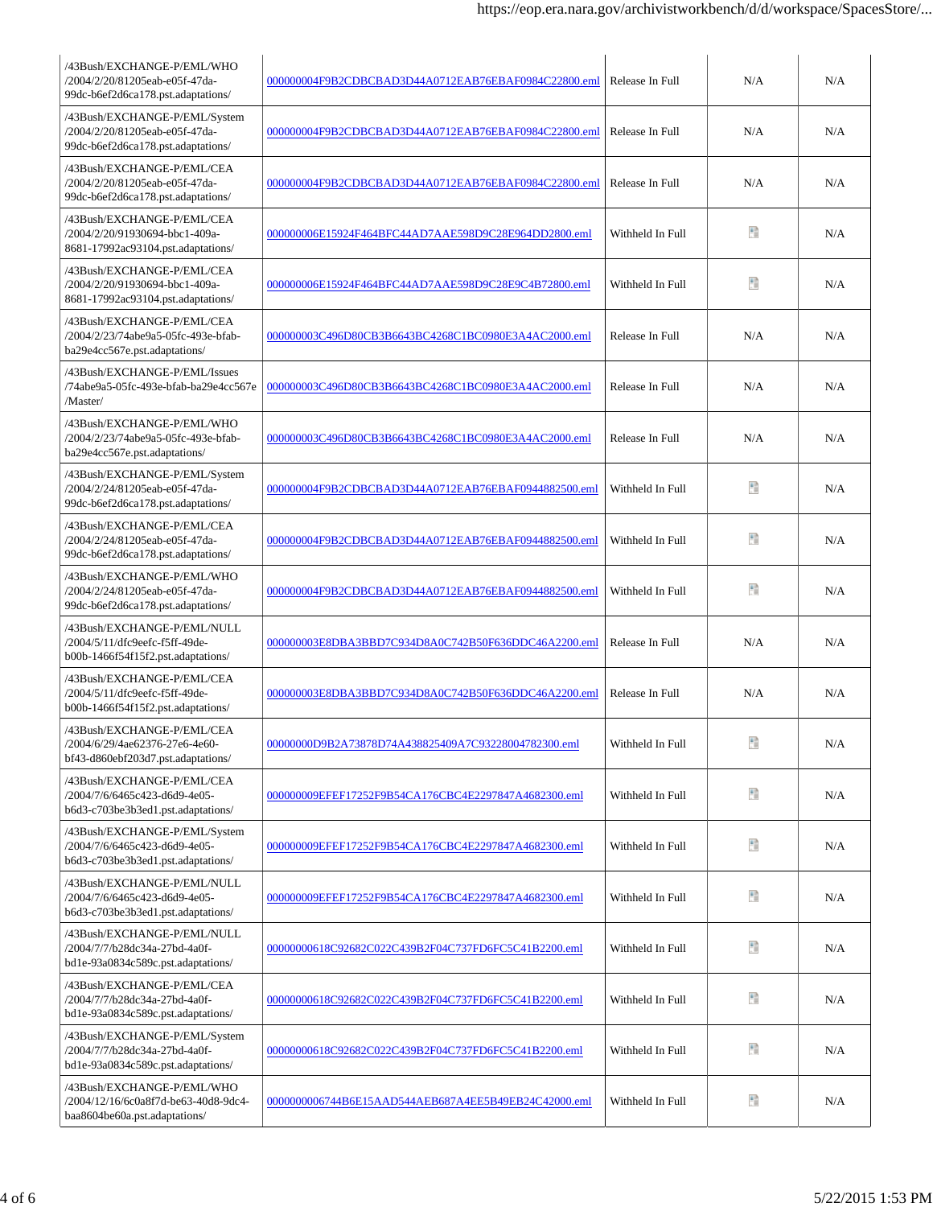| | | | | |
|---|---|---|---|---|
| /43Bush/EXCHANGE-P/EML/WHO /2004/2/20/81205eab-e05f-47da-99dc-b6ef2d6ca178.pst.adaptations/ | 000000004F9B2CDBCBAD3D44A0712EAB76EBAF0984C22800.eml | Release In Full | N/A | N/A |
| /43Bush/EXCHANGE-P/EML/System /2004/2/20/81205eab-e05f-47da-99dc-b6ef2d6ca178.pst.adaptations/ | 000000004F9B2CDBCBAD3D44A0712EAB76EBAF0984C22800.eml | Release In Full | N/A | N/A |
| /43Bush/EXCHANGE-P/EML/CEA /2004/2/20/81205eab-e05f-47da-99dc-b6ef2d6ca178.pst.adaptations/ | 000000004F9B2CDBCBAD3D44A0712EAB76EBAF0984C22800.eml | Release In Full | N/A | N/A |
| /43Bush/EXCHANGE-P/EML/CEA /2004/2/20/91930694-bbc1-409a-8681-17992ac93104.pst.adaptations/ | 000000006E15924F464BFC44AD7AAE598D9C28E964DD2800.eml | Withheld In Full | | N/A |
| /43Bush/EXCHANGE-P/EML/CEA /2004/2/20/91930694-bbc1-409a-8681-17992ac93104.pst.adaptations/ | 000000006E15924F464BFC44AD7AAE598D9C28E9C4B72800.eml | Withheld In Full | | N/A |
| /43Bush/EXCHANGE-P/EML/CEA /2004/2/23/74abe9a5-05fc-493e-bfab-ba29e4cc567e.pst.adaptations/ | 000000003C496D80CB3B6643BC4268C1BC0980E3A4AC2000.eml | Release In Full | N/A | N/A |
| /43Bush/EXCHANGE-P/EML/Issues /74abe9a5-05fc-493e-bfab-ba29e4cc567e /Master/ | 000000003C496D80CB3B6643BC4268C1BC0980E3A4AC2000.eml | Release In Full | N/A | N/A |
| /43Bush/EXCHANGE-P/EML/WHO /2004/2/23/74abe9a5-05fc-493e-bfab-ba29e4cc567e.pst.adaptations/ | 000000003C496D80CB3B6643BC4268C1BC0980E3A4AC2000.eml | Release In Full | N/A | N/A |
| /43Bush/EXCHANGE-P/EML/System /2004/2/24/81205eab-e05f-47da-99dc-b6ef2d6ca178.pst.adaptations/ | 000000004F9B2CDBCBAD3D44A0712EAB76EBAF0944882500.eml | Withheld In Full | | N/A |
| /43Bush/EXCHANGE-P/EML/CEA /2004/2/24/81205eab-e05f-47da-99dc-b6ef2d6ca178.pst.adaptations/ | 000000004F9B2CDBCBAD3D44A0712EAB76EBAF0944882500.eml | Withheld In Full | | N/A |
| /43Bush/EXCHANGE-P/EML/WHO /2004/2/24/81205eab-e05f-47da-99dc-b6ef2d6ca178.pst.adaptations/ | 000000004F9B2CDBCBAD3D44A0712EAB76EBAF0944882500.eml | Withheld In Full | | N/A |
| /43Bush/EXCHANGE-P/EML/NULL /2004/5/11/dfc9eefc-f5ff-49de-b00b-1466f54f15f2.pst.adaptations/ | 000000003E8DBA3BBD7C934D8A0C742B50F636DDC46A2200.eml | Release In Full | N/A | N/A |
| /43Bush/EXCHANGE-P/EML/CEA /2004/5/11/dfc9eefc-f5ff-49de-b00b-1466f54f15f2.pst.adaptations/ | 000000003E8DBA3BBD7C934D8A0C742B50F636DDC46A2200.eml | Release In Full | N/A | N/A |
| /43Bush/EXCHANGE-P/EML/CEA /2004/6/29/4ae62376-27e6-4e60-bf43-d860ebf203d7.pst.adaptations/ | 00000000D9B2A73878D74A438825409A7C93228004782300.eml | Withheld In Full | | N/A |
| /43Bush/EXCHANGE-P/EML/CEA /2004/7/6/6465c423-d6d9-4e05-b6d3-c703be3b3ed1.pst.adaptations/ | 000000009EFEF17252F9B54CA176CBC4E2297847A4682300.eml | Withheld In Full | | N/A |
| /43Bush/EXCHANGE-P/EML/System /2004/7/6/6465c423-d6d9-4e05-b6d3-c703be3b3ed1.pst.adaptations/ | 000000009EFEF17252F9B54CA176CBC4E2297847A4682300.eml | Withheld In Full | | N/A |
| /43Bush/EXCHANGE-P/EML/NULL /2004/7/6/6465c423-d6d9-4e05-b6d3-c703be3b3ed1.pst.adaptations/ | 000000009EFEF17252F9B54CA176CBC4E2297847A4682300.eml | Withheld In Full | | N/A |
| /43Bush/EXCHANGE-P/EML/NULL /2004/7/7/b28dc34a-27bd-4a0f-bd1e-93a0834c589c.pst.adaptations/ | 00000000618C92682C022C439B2F04C737FD6FC5C41B2200.eml | Withheld In Full | | N/A |
| /43Bush/EXCHANGE-P/EML/CEA /2004/7/7/b28dc34a-27bd-4a0f-bd1e-93a0834c589c.pst.adaptations/ | 00000000618C92682C022C439B2F04C737FD6FC5C41B2200.eml | Withheld In Full | | N/A |
| /43Bush/EXCHANGE-P/EML/System /2004/7/7/b28dc34a-27bd-4a0f-bd1e-93a0834c589c.pst.adaptations/ | 00000000618C92682C022C439B2F04C737FD6FC5C41B2200.eml | Withheld In Full | | N/A |
| /43Bush/EXCHANGE-P/EML/WHO /2004/12/16/6c0a8f7d-be63-40d8-9dc4-baa8604be60a.pst.adaptations/ | 0000000006744B6E15AAD544AEB687A4EE5B49EB24C42000.eml | Withheld In Full | | N/A |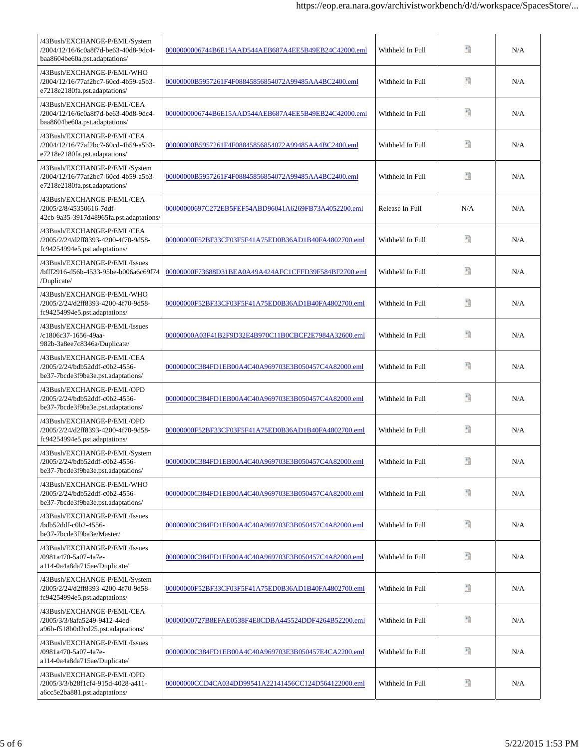| | | | | |
|---|---|---|---|---|
| /43Bush/EXCHANGE-P/EML/System /2004/12/16/6c0a8f7d-be63-40d8-9dc4-baa8604be60a.pst.adaptations/ | 0000000006744B6E15AAD544AEB687A4EE5B49EB24C42000.eml | Withheld In Full | | N/A |
| /43Bush/EXCHANGE-P/EML/WHO /2004/12/16/77af2bc7-60cd-4b59-a5b3-e7218e2180fa.pst.adaptations/ | 00000000B5957261F4F08845856854072A99485AA4BC2400.eml | Withheld In Full | | N/A |
| /43Bush/EXCHANGE-P/EML/CEA /2004/12/16/6c0a8f7d-be63-40d8-9dc4-baa8604be60a.pst.adaptations/ | 0000000006744B6E15AAD544AEB687A4EE5B49EB24C42000.eml | Withheld In Full | | N/A |
| /43Bush/EXCHANGE-P/EML/CEA /2004/12/16/77af2bc7-60cd-4b59-a5b3-e7218e2180fa.pst.adaptations/ | 00000000B5957261F4F08845856854072A99485AA4BC2400.eml | Withheld In Full | | N/A |
| /43Bush/EXCHANGE-P/EML/System /2004/12/16/77af2bc7-60cd-4b59-a5b3-e7218e2180fa.pst.adaptations/ | 00000000B5957261F4F08845856854072A99485AA4BC2400.eml | Withheld In Full | | N/A |
| /43Bush/EXCHANGE-P/EML/CEA /2005/2/8/45350616-7ddf-42cb-9a35-3917d48965fa.pst.adaptations/ | 00000000697C272EB5FEF54ABD96041A6269FB73A4052200.eml | Release In Full | N/A | N/A |
| /43Bush/EXCHANGE-P/EML/CEA /2005/2/24/d2ff8393-4200-4f70-9d58-fc94254994e5.pst.adaptations/ | 00000000F52BF33CF03F5F41A75ED0B36AD1B40FA4802700.eml | Withheld In Full | | N/A |
| /43Bush/EXCHANGE-P/EML/Issues /bfff2916-d56b-4533-95be-b006a6c69f74 /Duplicate/ | 00000000F73688D31BEA0A49A424AFC1CFFD39F584BF2700.eml | Withheld In Full | | N/A |
| /43Bush/EXCHANGE-P/EML/WHO /2005/2/24/d2ff8393-4200-4f70-9d58-fc94254994e5.pst.adaptations/ | 00000000F52BF33CF03F5F41A75ED0B36AD1B40FA4802700.eml | Withheld In Full | | N/A |
| /43Bush/EXCHANGE-P/EML/Issues /c1806c37-1656-49aa-982b-3a8ee7c8346a/Duplicate/ | 00000000A03F41B2F9D32E4B970C11B0CBCF2E7984A32600.eml | Withheld In Full | | N/A |
| /43Bush/EXCHANGE-P/EML/CEA /2005/2/24/bdb52ddf-c0b2-4556-be37-7bcde3f9ba3e.pst.adaptations/ | 00000000C384FD1EB00A4C40A969703E3B050457C4A82000.eml | Withheld In Full | | N/A |
| /43Bush/EXCHANGE-P/EML/OPD /2005/2/24/bdb52ddf-c0b2-4556-be37-7bcde3f9ba3e.pst.adaptations/ | 00000000C384FD1EB00A4C40A969703E3B050457C4A82000.eml | Withheld In Full | | N/A |
| /43Bush/EXCHANGE-P/EML/OPD /2005/2/24/d2ff8393-4200-4f70-9d58-fc94254994e5.pst.adaptations/ | 00000000F52BF33CF03F5F41A75ED0B36AD1B40FA4802700.eml | Withheld In Full | | N/A |
| /43Bush/EXCHANGE-P/EML/System /2005/2/24/bdb52ddf-c0b2-4556-be37-7bcde3f9ba3e.pst.adaptations/ | 00000000C384FD1EB00A4C40A969703E3B050457C4A82000.eml | Withheld In Full | | N/A |
| /43Bush/EXCHANGE-P/EML/WHO /2005/2/24/bdb52ddf-c0b2-4556-be37-7bcde3f9ba3e.pst.adaptations/ | 00000000C384FD1EB00A4C40A969703E3B050457C4A82000.eml | Withheld In Full | | N/A |
| /43Bush/EXCHANGE-P/EML/Issues /bdb52ddf-c0b2-4556-be37-7bcde3f9ba3e/Master/ | 00000000C384FD1EB00A4C40A969703E3B050457C4A82000.eml | Withheld In Full | | N/A |
| /43Bush/EXCHANGE-P/EML/Issues /0981a470-5a07-4a7e-a114-0a4a8da715ae/Duplicate/ | 00000000C384FD1EB00A4C40A969703E3B050457C4A82000.eml | Withheld In Full | | N/A |
| /43Bush/EXCHANGE-P/EML/System /2005/2/24/d2ff8393-4200-4f70-9d58-fc94254994e5.pst.adaptations/ | 00000000F52BF33CF03F5F41A75ED0B36AD1B40FA4802700.eml | Withheld In Full | | N/A |
| /43Bush/EXCHANGE-P/EML/CEA /2005/3/3/8afa5249-9412-44ed-a96b-f518b0d2cd25.pst.adaptations/ | 00000000727B8EFAE0538F4E8CDBA445524DDF4264B52200.eml | Withheld In Full | | N/A |
| /43Bush/EXCHANGE-P/EML/Issues /0981a470-5a07-4a7e-a114-0a4a8da715ae/Duplicate/ | 00000000C384FD1EB00A4C40A969703E3B050457E4CA2200.eml | Withheld In Full | | N/A |
| /43Bush/EXCHANGE-P/EML/OPD /2005/3/3/b28f1cf4-915d-4028-a411-a6cc5e2ba881.pst.adaptations/ | 00000000CCD4CA034DD99541A22141456CC124D564122000.eml | Withheld In Full | | N/A |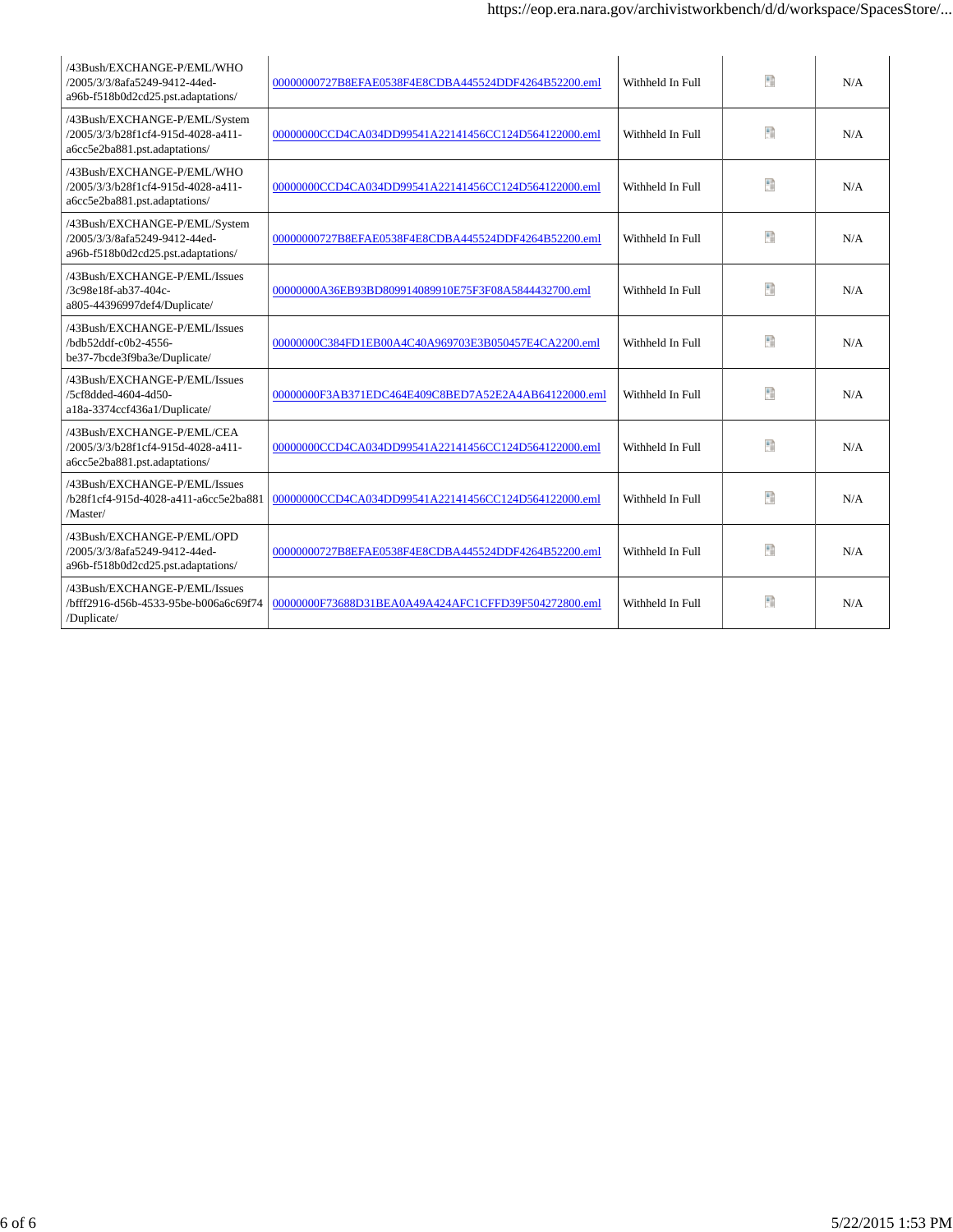| | | | | |
|---|---|---|---|---|
| /43Bush/EXCHANGE-P/EML/WHO /2005/3/3/8afa5249-9412-44ed-a96b-f518b0d2cd25.pst.adaptations/ | 00000000727B8EFAE0538F4E8CDBA445524DDF4264B52200.eml | Withheld In Full | | N/A |
| /43Bush/EXCHANGE-P/EML/System /2005/3/3/b28f1cf4-915d-4028-a411-a6cc5e2ba881.pst.adaptations/ | 00000000CCD4CA034DD99541A22141456CC124D564122000.eml | Withheld In Full | | N/A |
| /43Bush/EXCHANGE-P/EML/WHO /2005/3/3/b28f1cf4-915d-4028-a411-a6cc5e2ba881.pst.adaptations/ | 00000000CCD4CA034DD99541A22141456CC124D564122000.eml | Withheld In Full | | N/A |
| /43Bush/EXCHANGE-P/EML/System /2005/3/3/8afa5249-9412-44ed-a96b-f518b0d2cd25.pst.adaptations/ | 00000000727B8EFAE0538F4E8CDBA445524DDF4264B52200.eml | Withheld In Full | | N/A |
| /43Bush/EXCHANGE-P/EML/Issues /3c98e18f-ab37-404c-a805-44396997def4/Duplicate/ | 00000000A36EB93BD809914089910E75F3F08A5844432700.eml | Withheld In Full | | N/A |
| /43Bush/EXCHANGE-P/EML/Issues /bdb52ddf-c0b2-4556-be37-7bcde3f9ba3e/Duplicate/ | 00000000C384FD1EB00A4C40A969703E3B050457E4CA2200.eml | Withheld In Full | | N/A |
| /43Bush/EXCHANGE-P/EML/Issues /5cf8dded-4604-4d50-a18a-3374ccf436a1/Duplicate/ | 00000000F3AB371EDC464E409C8BED7A52E2A4AB64122000.eml | Withheld In Full | | N/A |
| /43Bush/EXCHANGE-P/EML/CEA /2005/3/3/b28f1cf4-915d-4028-a411-a6cc5e2ba881.pst.adaptations/ | 00000000CCD4CA034DD99541A22141456CC124D564122000.eml | Withheld In Full | | N/A |
| /43Bush/EXCHANGE-P/EML/Issues /b28f1cf4-915d-4028-a411-a6cc5e2ba881 /Master/ | 00000000CCD4CA034DD99541A22141456CC124D564122000.eml | Withheld In Full | | N/A |
| /43Bush/EXCHANGE-P/EML/OPD /2005/3/3/8afa5249-9412-44ed-a96b-f518b0d2cd25.pst.adaptations/ | 00000000727B8EFAE0538F4E8CDBA445524DDF4264B52200.eml | Withheld In Full | | N/A |
| /43Bush/EXCHANGE-P/EML/Issues /bfff2916-d56b-4533-95be-b006a6c69f74 /Duplicate/ | 00000000F73688D31BEA0A49A424AFC1CFFD39F504272800.eml | Withheld In Full | | N/A |